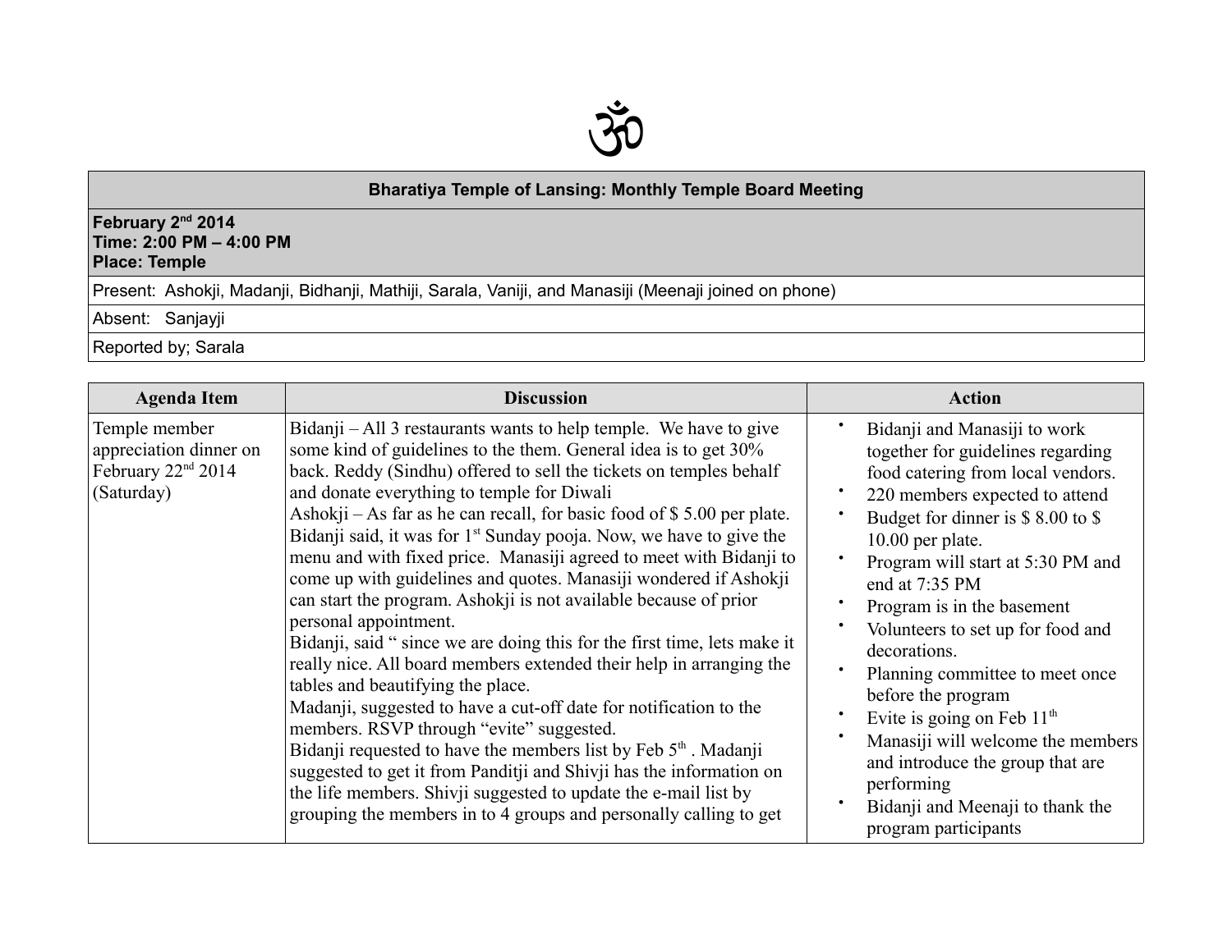ॐ

| Bharatiya Temple of Lansing: Monthly Temple Board Meeting |
|---|
| **February 2nd 2014**<br>**Time: 2:00 PM – 4:00 PM**<br>**Place: Temple** |
| Present: Ashokji, Madanji, Bidhanji, Mathiji, Sarala, Vaniji, and Manasiji (Meenaji joined on phone) |
| Absent: Sanjayji |
| Reported by; Sarala |

| Agenda Item | Discussion | Action |
|---|---|---|
| Temple member appreciation dinner on February 22nd 2014 (Saturday) | Bidanji – All 3 restaurants wants to help temple. We have to give some kind of guidelines to the them. General idea is to get 30% back. Reddy (Sindhu) offered to sell the tickets on temples behalf and donate everything to temple for Diwali<br>Ashokji – As far as he can recall, for basic food of $ 5.00 per plate. Bidanji said, it was for 1st Sunday pooja. Now, we have to give the menu and with fixed price. Manasiji agreed to meet with Bidanji to come up with guidelines and quotes. Manasiji wondered if Ashokji can start the program. Ashokji is not available because of prior personal appointment.<br>Bidanji, said " since we are doing this for the first time, lets make it really nice. All board members extended their help in arranging the tables and beautifying the place.<br>Madanji, suggested to have a cut-off date for notification to the members. RSVP through "evite" suggested.<br>Bidanji requested to have the members list by Feb 5th . Madanji suggested to get it from Panditji and Shivji has the information on the life members. Shivji suggested to update the e-mail list by grouping the members in to 4 groups and personally calling to get | • Bidanji and Manasiji to work together for guidelines regarding food catering from local vendors.<br>• 220 members expected to attend<br>• Budget for dinner is $ 8.00 to $ 10.00 per plate.<br>• Program will start at 5:30 PM and end at 7:35 PM<br>• Program is in the basement<br>• Volunteers to set up for food and decorations.<br>• Planning committee to meet once before the program<br>• Evite is going on Feb 11th<br>• Manasiji will welcome the members and introduce the group that are performing<br>• Bidanji and Meenaji to thank the program participants |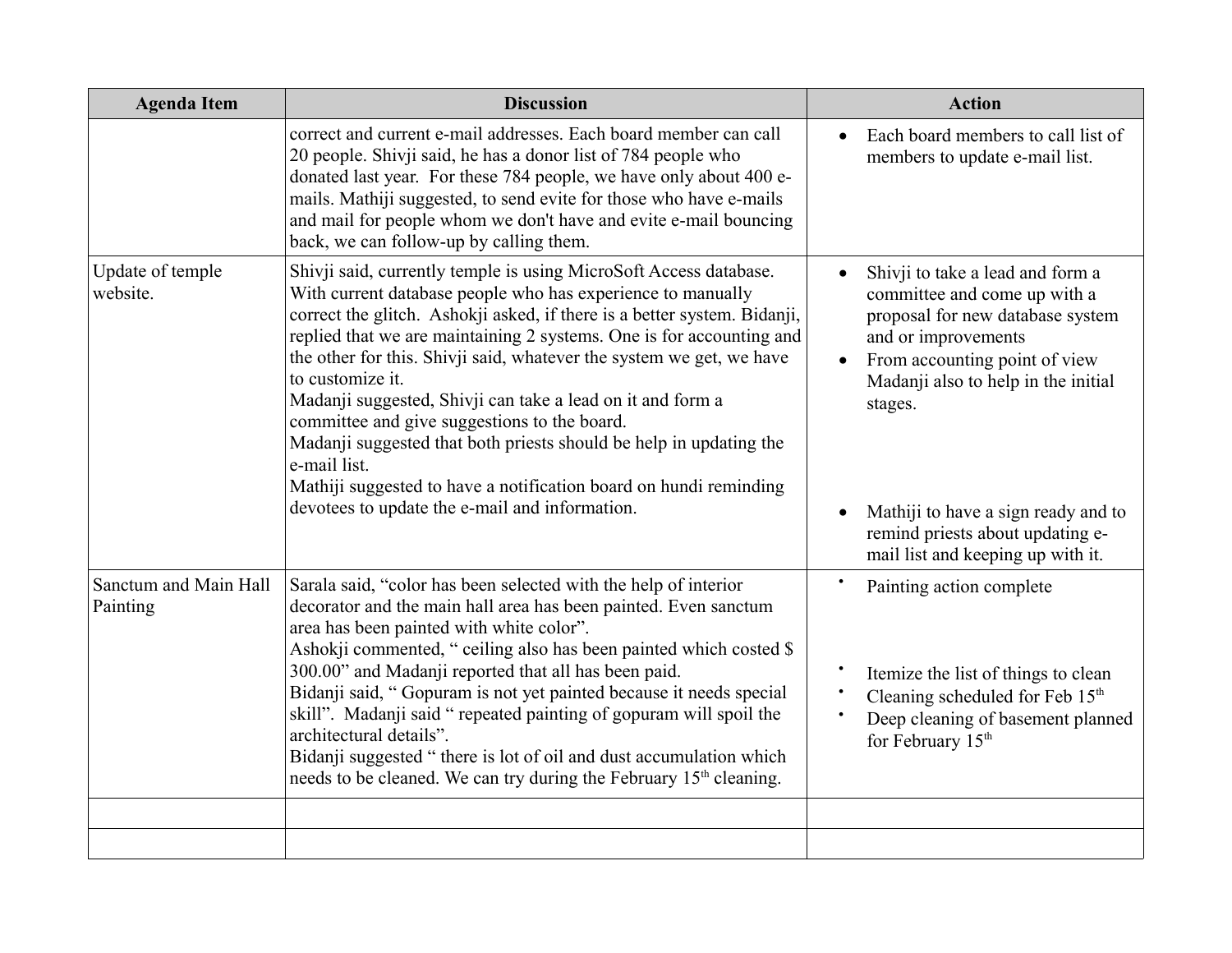| Agenda Item | Discussion | Action |
|---|---|---|
| | correct and current e-mail addresses. Each board member can call 20 people. Shivji said, he has a donor list of 784 people who donated last year. For these 784 people, we have only about 400 e-mails. Mathiji suggested, to send evite for those who have e-mails and mail for people whom we don't have and evite e-mail bouncing back, we can follow-up by calling them. | • Each board members to call list of members to update e-mail list. |
| Update of temple website. | Shivji said, currently temple is using MicroSoft Access database. With current database people who has experience to manually correct the glitch. Ashokji asked, if there is a better system. Bidanji, replied that we are maintaining 2 systems. One is for accounting and the other for this. Shivji said, whatever the system we get, we have to customize it.<br>Madanji suggested, Shivji can take a lead on it and form a committee and give suggestions to the board.<br>Madanji suggested that both priests should be help in updating the e-mail list.<br>Mathiji suggested to have a notification board on hundi reminding devotees to update the e-mail and information. | • Shivji to take a lead and form a committee and come up with a proposal for new database system and or improvements<br>• From accounting point of view Madanji also to help in the initial stages.<br>• Mathiji to have a sign ready and to remind priests about updating e-mail list and keeping up with it. |
| Sanctum and Main Hall Painting | Sarala said, "color has been selected with the help of interior decorator and the main hall area has been painted. Even sanctum area has been painted with white color".<br>Ashokji commented, " ceiling also has been painted which costed $ 300.00" and Madanji reported that all has been paid.<br>Bidanji said, " Gopuram is not yet painted because it needs special skill". Madanji said " repeated painting of gopuram will spoil the architectural details".<br>Bidanji suggested " there is lot of oil and dust accumulation which needs to be cleaned. We can try during the February 15th cleaning. | • Painting action complete<br>• Itemize the list of things to clean<br>• Cleaning scheduled for Feb 15th<br>• Deep cleaning of basement planned for February 15th |
| | | |
| | | |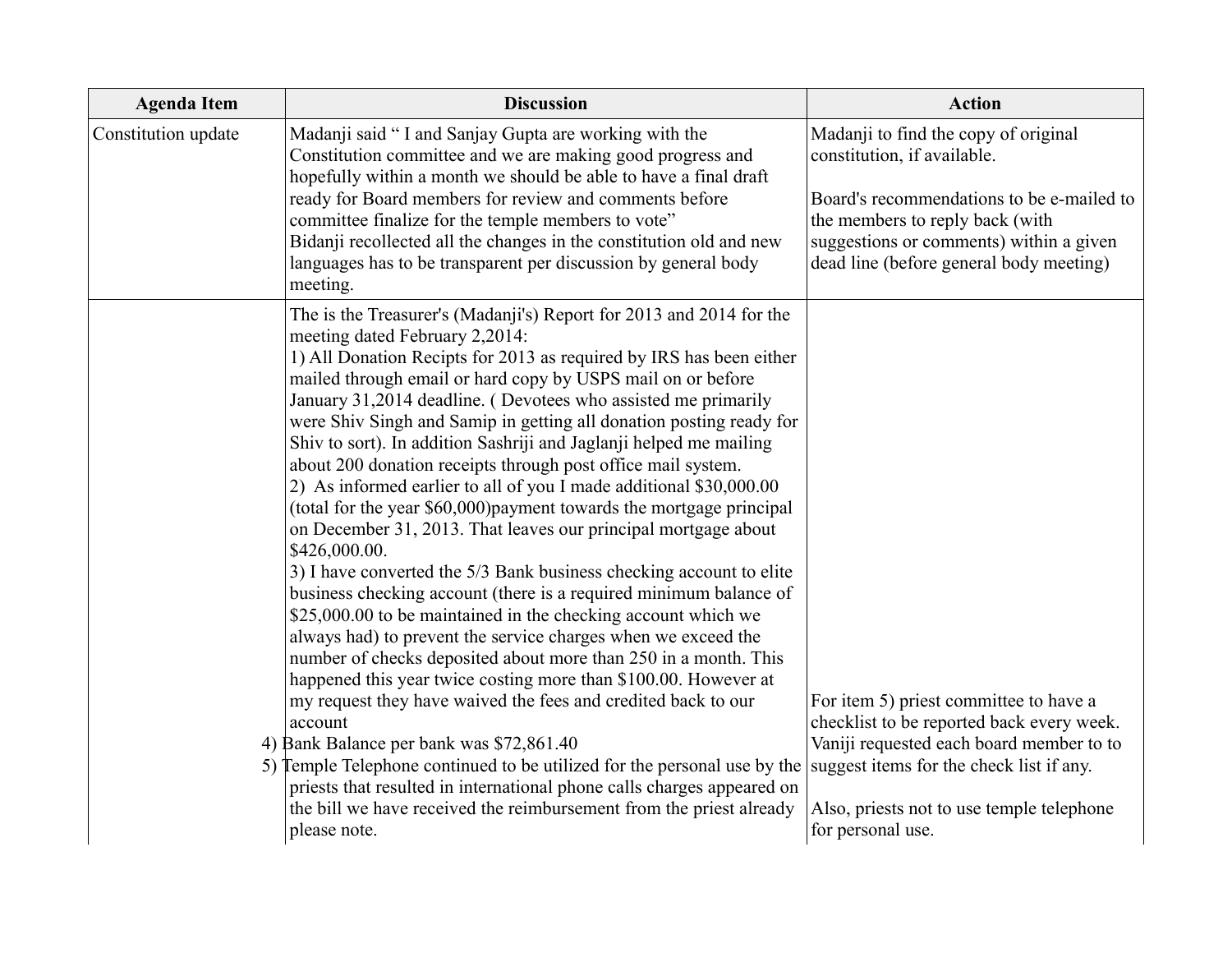| Agenda Item | Discussion | Action |
| --- | --- | --- |
| Constitution update | Madanji said " I and Sanjay Gupta are working with the Constitution committee and we are making good progress and hopefully within a month we should be able to have a final draft ready for Board members for review and comments before committee finalize for the temple members to vote"<br>Bidanji recollected all the changes in the constitution old and new languages has to be transparent per discussion by general body meeting. | Madanji to find the copy of original constitution, if available.<br><br>Board's recommendations to be e-mailed to the members to reply back (with suggestions or comments) within a given dead line (before general body meeting) |
| | The is the Treasurer's (Madanji's) Report for 2013 and 2014 for the meeting dated February 2,2014:<br>1) All Donation Recipts for 2013 as required by IRS has been either mailed through email or hard copy by USPS mail on or before January 31,2014 deadline. ( Devotees who assisted me primarily were Shiv Singh and Samip in getting all donation posting ready for Shiv to sort). In addition Sashriji and Jaglanji helped me mailing about 200 donation receipts through post office mail system.<br>2) As informed earlier to all of you I made additional $30,000.00 (total for the year $60,000)payment towards the mortgage principal on December 31, 2013. That leaves our principal mortgage about $426,000.00.<br>3) I have converted the 5/3 Bank business checking account to elite business checking account (there is a required minimum balance of $25,000.00 to be maintained in the checking account which we always had) to prevent the service charges when we exceed the number of checks deposited about more than 250 in a month. This happened this year twice costing more than $100.00. However at my request they have waived the fees and credited back to our account<br>4) Bank Balance per bank was $72,861.40<br>5) Temple Telephone continued to be utilized for the personal use by the priests that resulted in international phone calls charges appeared on the bill we have received the reimbursement from the priest already please note. | For item 5) priest committee to have a checklist to be reported back every week. Vaniji requested each board member to to suggest items for the check list if any.<br><br>Also, priests not to use temple telephone for personal use. |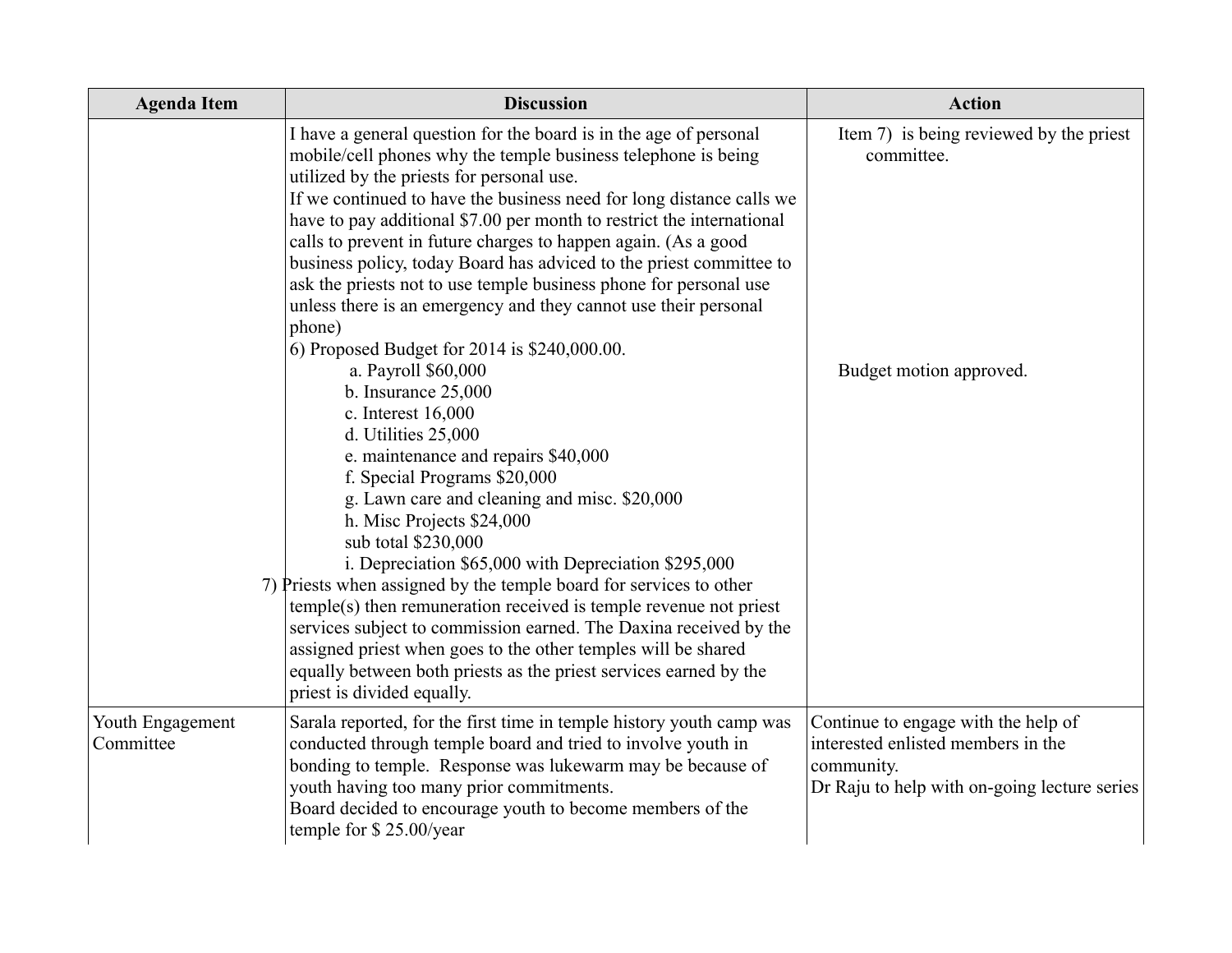| Agenda Item | Discussion | Action |
|---|---|---|
| | I have a general question for the board is in the age of personal mobile/cell phones why the temple business telephone is being utilized by the priests for personal use.<br>If we continued to have the business need for long distance calls we have to pay additional $7.00 per month to restrict the international calls to prevent in future charges to happen again. (As a good business policy, today Board has adviced to the priest committee to ask the priests not to use temple business phone for personal use unless there is an emergency and they cannot use their personal phone)<br>6) Proposed Budget for 2014 is $240,000.00.<br>a. Payroll $60,000<br>b. Insurance 25,000<br>c. Interest 16,000<br>d. Utilities 25,000<br>e. maintenance and repairs $40,000<br>f. Special Programs $20,000<br>g. Lawn care and cleaning and misc. $20,000<br>h. Misc Projects $24,000<br>sub total $230,000<br>i. Depreciation $65,000 with Depreciation $295,000<br>7) Priests when assigned by the temple board for services to other temple(s) then remuneration received is temple revenue not priest services subject to commission earned. The Daxina received by the assigned priest when goes to the other temples will be shared equally between both priests as the priest services earned by the priest is divided equally. | Item 7) is being reviewed by the priest committee.<br><br>Budget motion approved. |
| Youth Engagement Committee | Sarala reported, for the first time in temple history youth camp was conducted through temple board and tried to involve youth in bonding to temple. Response was lukewarm may be because of youth having too many prior commitments.<br>Board decided to encourage youth to become members of the temple for $ 25.00/year | Continue to engage with the help of interested enlisted members in the community.<br>Dr Raju to help with on-going lecture series |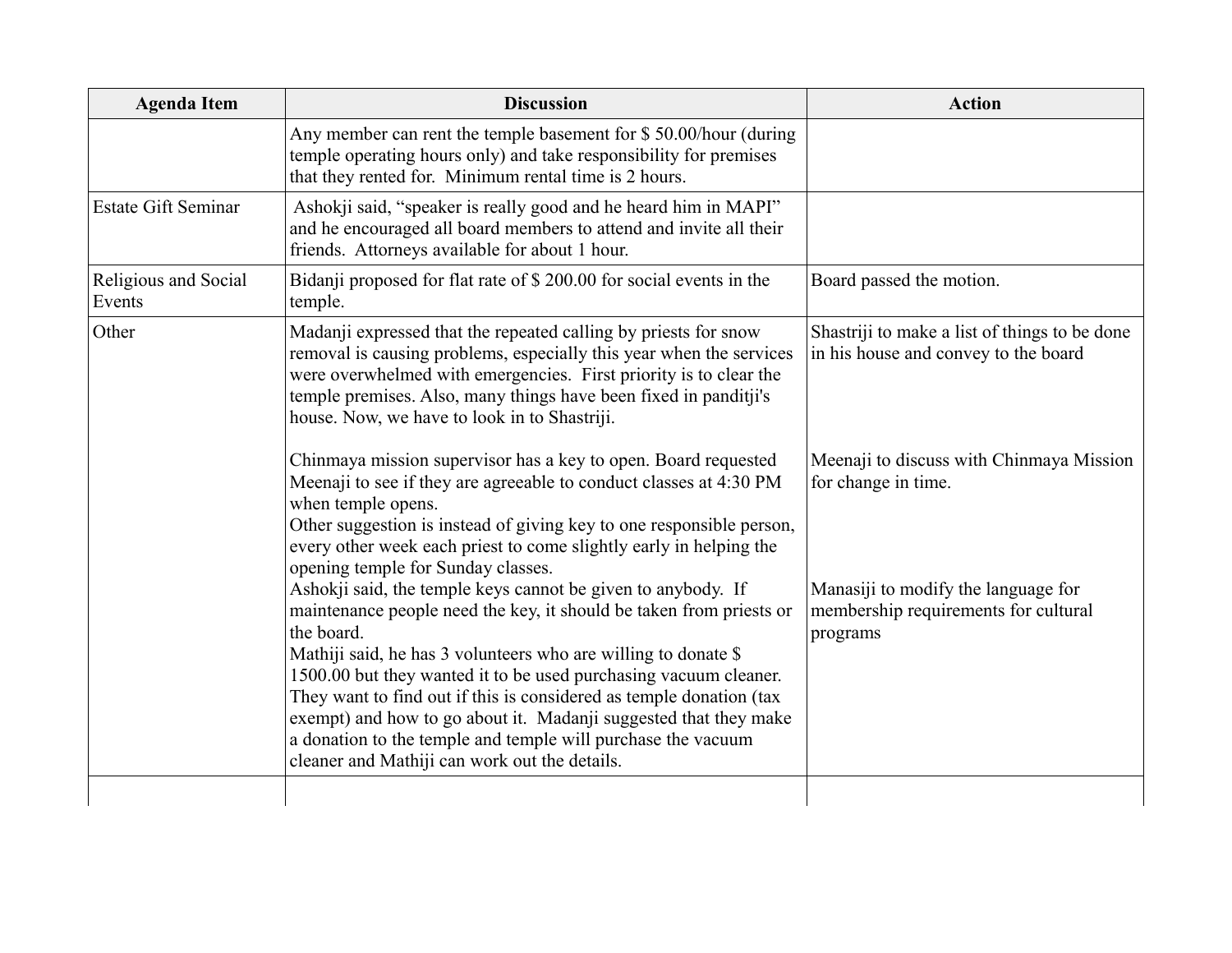| Agenda Item | Discussion | Action |
|---|---|---|
| | Any member can rent the temple basement for $ 50.00/hour (during temple operating hours only) and take responsibility for premises that they rented for. Minimum rental time is 2 hours. | |
| Estate Gift Seminar | Ashokji said, “speaker is really good and he heard him in MAPI” and he encouraged all board members to attend and invite all their friends. Attorneys available for about 1 hour. | |
| Religious and Social Events | Bidanji proposed for flat rate of $ 200.00 for social events in the temple. | Board passed the motion. |
| Other | Madanji expressed that the repeated calling by priests for snow removal is causing problems, especially this year when the services were overwhelmed with emergencies. First priority is to clear the temple premises. Also, many things have been fixed in panditji's house. Now, we have to look in to Shastriji.<br><br>Chinmaya mission supervisor has a key to open. Board requested Meenaji to see if they are agreeable to conduct classes at 4:30 PM when temple opens.<br>Other suggestion is instead of giving key to one responsible person, every other week each priest to come slightly early in helping the opening temple for Sunday classes.<br>Ashokji said, the temple keys cannot be given to anybody. If maintenance people need the key, it should be taken from priests or the board.<br>Mathiji said, he has 3 volunteers who are willing to donate $ 1500.00 but they wanted it to be used purchasing vacuum cleaner. They want to find out if this is considered as temple donation (tax exempt) and how to go about it. Madanji suggested that they make a donation to the temple and temple will purchase the vacuum cleaner and Mathiji can work out the details. | Shastriji to make a list of things to be done in his house and convey to the board<br><br>Meenaji to discuss with Chinmaya Mission for change in time.<br><br>Manasiji to modify the language for membership requirements for cultural programs |
| | | |